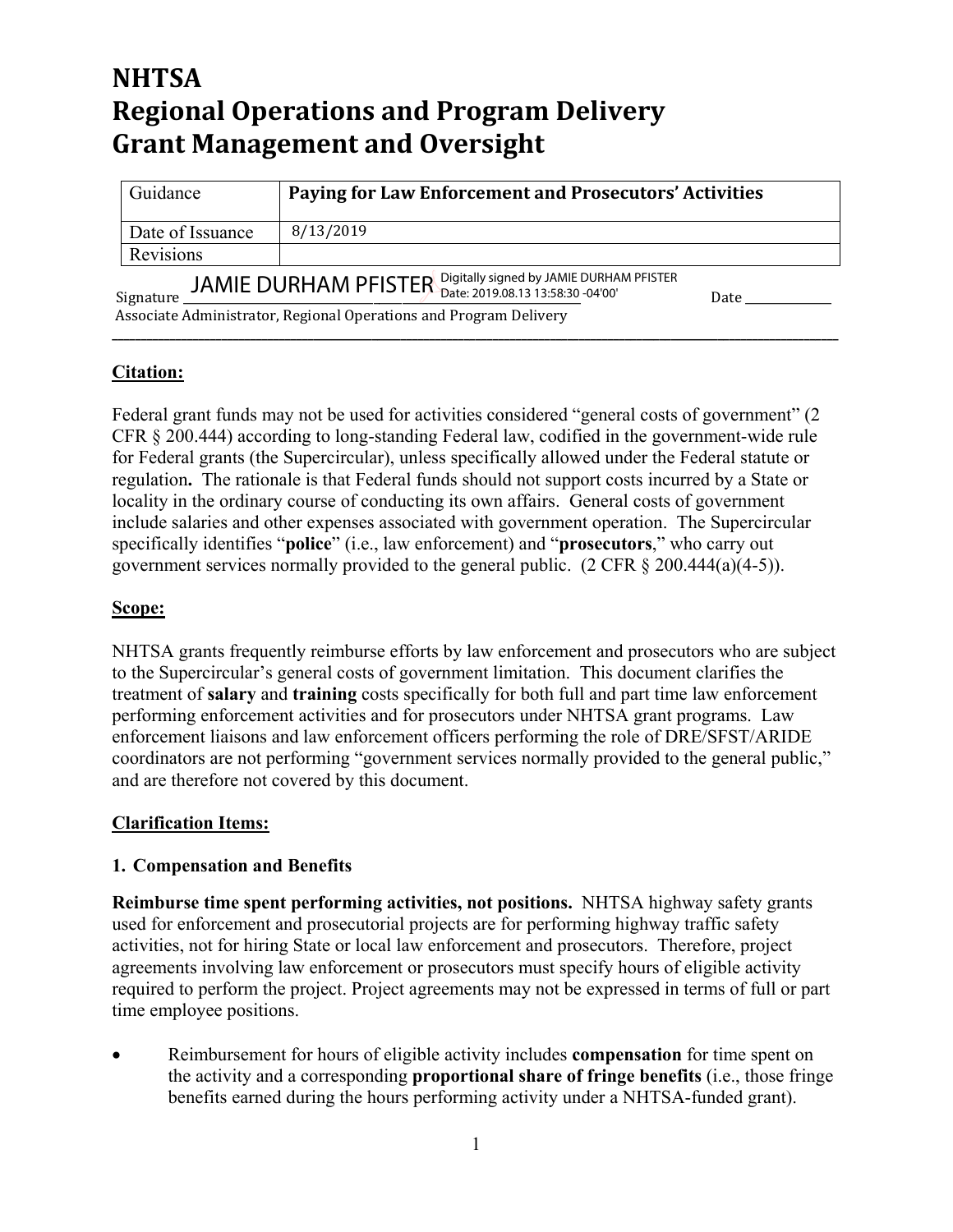# NHTSA
# Regional Operations and Program Delivery
# Grant Management and Oversight

| Guidance | **Paying for Law Enforcement and Prosecutors' Activities** |
|---|---|
| Date of Issuance | 8/13/2019 |
| Revisions | |

Signature JAMIE DURHAM PFISTER Digitally signed by JAMIE DURHAM PFISTER Date: 2019.08.13 13:58:30 -04'00' Date ____________

Associate Administrator, Regional Operations and Program Delivery

---

**Citation:**

Federal grant funds may not be used for activities considered "general costs of government" (2 CFR § 200.444) according to long-standing Federal law, codified in the government-wide rule for Federal grants (the Supercircular), unless specifically allowed under the Federal statute or regulation**.** The rationale is that Federal funds should not support costs incurred by a State or locality in the ordinary course of conducting its own affairs. General costs of government include salaries and other expenses associated with government operation. The Supercircular specifically identifies "**police**" (i.e., law enforcement) and "**prosecutors**," who carry out government services normally provided to the general public. (2 CFR § 200.444(a)(4-5)).

**Scope:**

NHTSA grants frequently reimburse efforts by law enforcement and prosecutors who are subject to the Supercircular's general costs of government limitation. This document clarifies the treatment of **salary** and **training** costs specifically for both full and part time law enforcement performing enforcement activities and for prosecutors under NHTSA grant programs. Law enforcement liaisons and law enforcement officers performing the role of DRE/SFST/ARIDE coordinators are not performing "government services normally provided to the general public," and are therefore not covered by this document.

**Clarification Items:**

**1. Compensation and Benefits**

**Reimburse time spent performing activities, not positions.** NHTSA highway safety grants used for enforcement and prosecutorial projects are for performing highway traffic safety activities, not for hiring State or local law enforcement and prosecutors. Therefore, project agreements involving law enforcement or prosecutors must specify hours of eligible activity required to perform the project. Project agreements may not be expressed in terms of full or part time employee positions.

- Reimbursement for hours of eligible activity includes **compensation** for time spent on the activity and a corresponding **proportional share of fringe benefits** (i.e., those fringe benefits earned during the hours performing activity under a NHTSA-funded grant).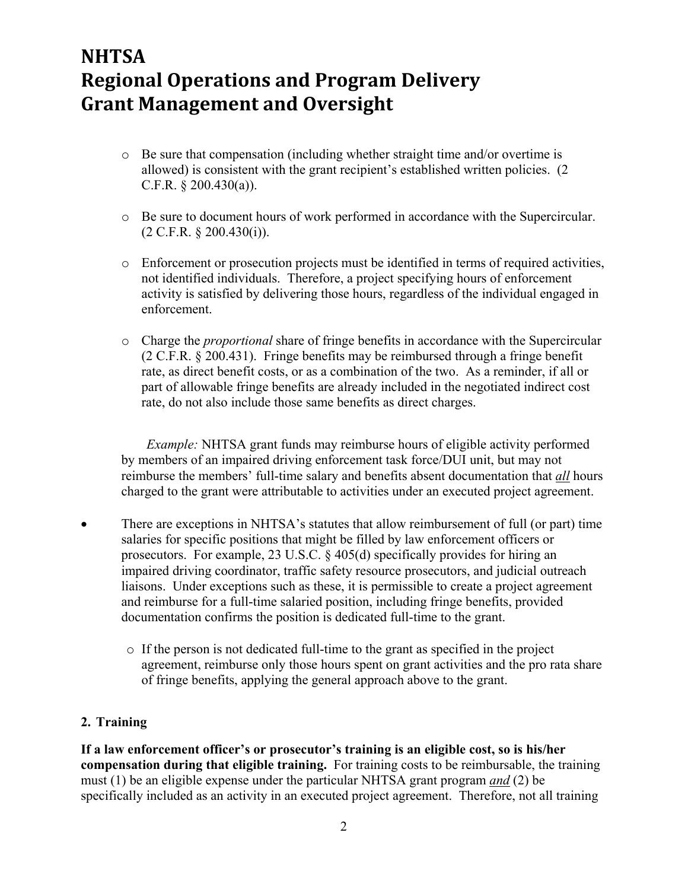- Be sure that compensation (including whether straight time and/or overtime is allowed) is consistent with the grant recipient's established written policies. (2 C.F.R. § 200.430(a)).

- Be sure to document hours of work performed in accordance with the Supercircular. (2 C.F.R. § 200.430(i)).

- Enforcement or prosecution projects must be identified in terms of required activities, not identified individuals. Therefore, a project specifying hours of enforcement activity is satisfied by delivering those hours, regardless of the individual engaged in enforcement.

- Charge the *proportional* share of fringe benefits in accordance with the Supercircular (2 C.F.R. § 200.431). Fringe benefits may be reimbursed through a fringe benefit rate, as direct benefit costs, or as a combination of the two. As a reminder, if all or part of allowable fringe benefits are already included in the negotiated indirect cost rate, do not also include those same benefits as direct charges.

  *Example:* NHTSA grant funds may reimburse hours of eligible activity performed by members of an impaired driving enforcement task force/DUI unit, but may not reimburse the members' full-time salary and benefits absent documentation that ***all*** hours charged to the grant were attributable to activities under an executed project agreement.

- There are exceptions in NHTSA's statutes that allow reimbursement of full (or part) time salaries for specific positions that might be filled by law enforcement officers or prosecutors. For example, 23 U.S.C. § 405(d) specifically provides for hiring an impaired driving coordinator, traffic safety resource prosecutors, and judicial outreach liaisons. Under exceptions such as these, it is permissible to create a project agreement and reimburse for a full-time salaried position, including fringe benefits, provided documentation confirms the position is dedicated full-time to the grant.
  - If the person is not dedicated full-time to the grant as specified in the project agreement, reimburse only those hours spent on grant activities and the pro rata share of fringe benefits, applying the general approach above to the grant.

## 2. Training

**If a law enforcement officer's or prosecutor's training is an eligible cost, so is his/her compensation during that eligible training.** For training costs to be reimbursable, the training must (1) be an eligible expense under the particular NHTSA grant program ***and*** (2) be specifically included as an activity in an executed project agreement. Therefore, not all training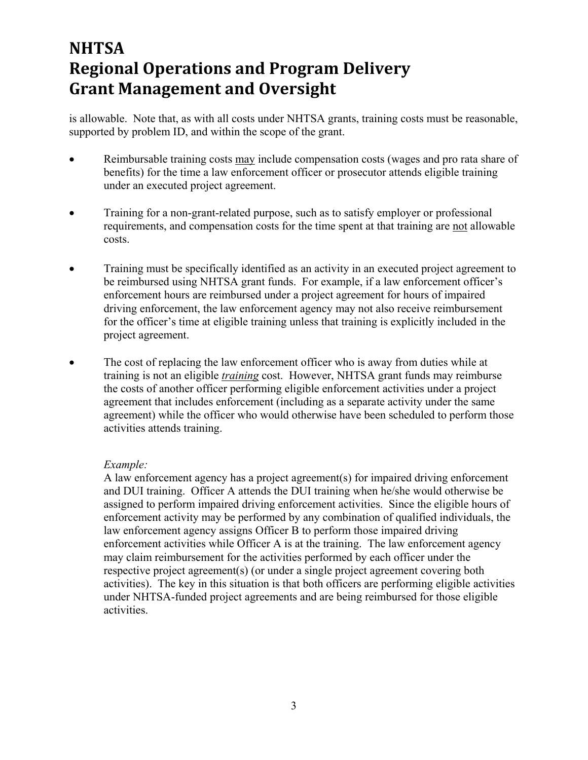is allowable. Note that, as with all costs under NHTSA grants, training costs must be reasonable, supported by problem ID, and within the scope of the grant.

- Reimbursable training costs may include compensation costs (wages and pro rata share of benefits) for the time a law enforcement officer or prosecutor attends eligible training under an executed project agreement.

- Training for a non-grant-related purpose, such as to satisfy employer or professional requirements, and compensation costs for the time spent at that training are not allowable costs.

- Training must be specifically identified as an activity in an executed project agreement to be reimbursed using NHTSA grant funds. For example, if a law enforcement officer's enforcement hours are reimbursed under a project agreement for hours of impaired driving enforcement, the law enforcement agency may not also receive reimbursement for the officer's time at eligible training unless that training is explicitly included in the project agreement.

- The cost of replacing the law enforcement officer who is away from duties while at training is not an eligible ***training*** cost. However, NHTSA grant funds may reimburse the costs of another officer performing eligible enforcement activities under a project agreement that includes enforcement (including as a separate activity under the same agreement) while the officer who would otherwise have been scheduled to perform those activities attends training.

  *Example:*
  A law enforcement agency has a project agreement(s) for impaired driving enforcement and DUI training. Officer A attends the DUI training when he/she would otherwise be assigned to perform impaired driving enforcement activities. Since the eligible hours of enforcement activity may be performed by any combination of qualified individuals, the law enforcement agency assigns Officer B to perform those impaired driving enforcement activities while Officer A is at the training. The law enforcement agency may claim reimbursement for the activities performed by each officer under the respective project agreement(s) (or under a single project agreement covering both activities). The key in this situation is that both officers are performing eligible activities under NHTSA-funded project agreements and are being reimbursed for those eligible activities.